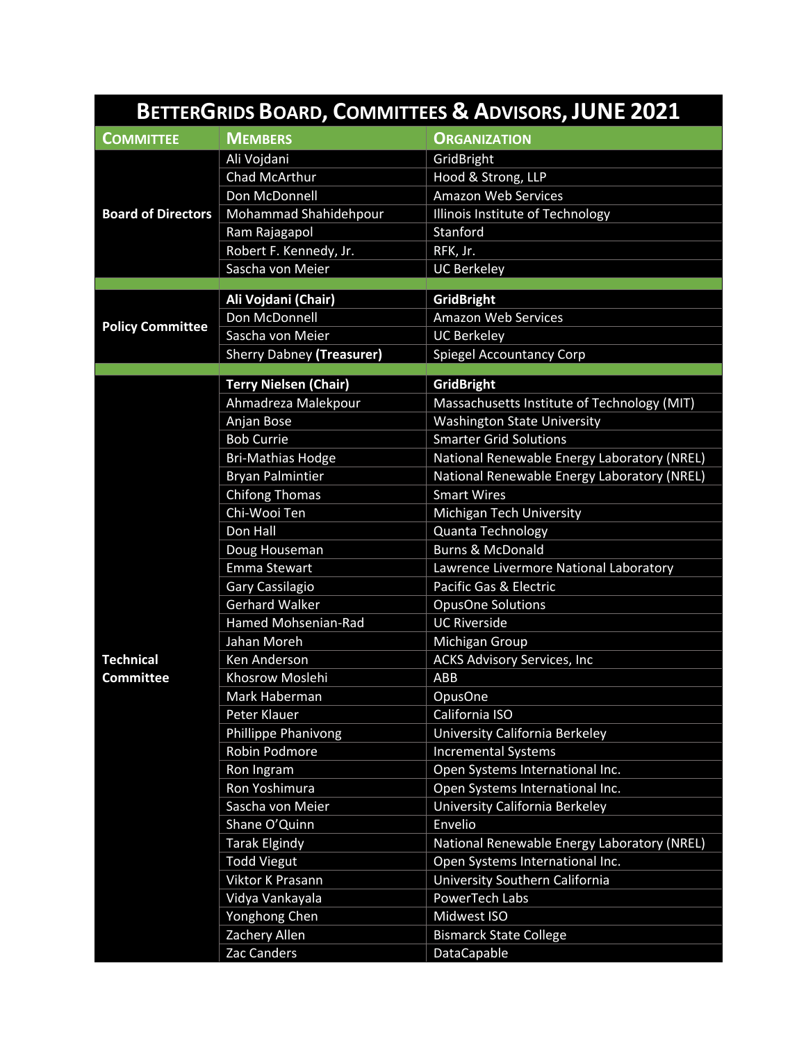# BetterGrids Board, Committees & Advisors, JUNE 2021

| Committee | Members | Organization |
|---|---|---|
| **Board of Directors** | Ali Vojdani | GridBright |
| | Chad McArthur | Hood & Strong, LLP |
| | Don McDonnell | Amazon Web Services |
| | Mohammad Shahidehpour | Illinois Institute of Technology |
| | Ram Rajagapol | Stanford |
| | Robert F. Kennedy, Jr. | RFK, Jr. |
| | Sascha von Meier | UC Berkeley |
| | | |
| **Policy Committee** | **Ali Vojdani (Chair)** | **GridBright** |
| | Don McDonnell | Amazon Web Services |
| | Sascha von Meier | UC Berkeley |
| | Sherry Dabney **(Treasurer)** | Spiegel Accountancy Corp |
| | | |
| **Technical Committee** | **Terry Nielsen (Chair)** | **GridBright** |
| | Ahmadreza Malekpour | Massachusetts Institute of Technology (MIT) |
| | Anjan Bose | Washington State University |
| | Bob Currie | Smarter Grid Solutions |
| | Bri-Mathias Hodge | National Renewable Energy Laboratory (NREL) |
| | Bryan Palmintier | National Renewable Energy Laboratory (NREL) |
| | Chifong Thomas | Smart Wires |
| | Chi-Wooi Ten | Michigan Tech University |
| | Don Hall | Quanta Technology |
| | Doug Houseman | Burns & McDonald |
| | Emma Stewart | Lawrence Livermore National Laboratory |
| | Gary Cassilagio | Pacific Gas & Electric |
| | Gerhard Walker | OpusOne Solutions |
| | Hamed Mohsenian-Rad | UC Riverside |
| | Jahan Moreh | Michigan Group |
| | Ken Anderson | ACKS Advisory Services, Inc |
| | Khosrow Moslehi | ABB |
| | Mark Haberman | OpusOne |
| | Peter Klauer | California ISO |
| | Phillippe Phanivong | University California Berkeley |
| | Robin Podmore | Incremental Systems |
| | Ron Ingram | Open Systems International Inc. |
| | Ron Yoshimura | Open Systems International Inc. |
| | Sascha von Meier | University California Berkeley |
| | Shane O'Quinn | Envelio |
| | Tarak Elgindy | National Renewable Energy Laboratory (NREL) |
| | Todd Viegut | Open Systems International Inc. |
| | Viktor K Prasann | University Southern California |
| | Vidya Vankayala | PowerTech Labs |
| | Yonghong Chen | Midwest ISO |
| | Zachery Allen | Bismarck State College |
| | Zac Canders | DataCapable |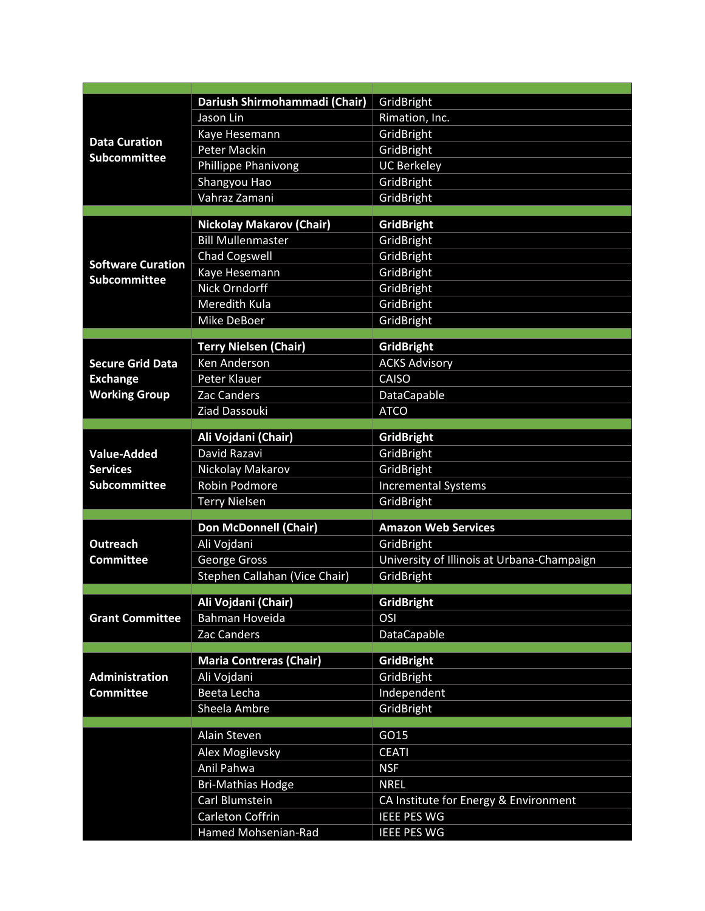| | | |
|---|---|---|
| **Data Curation Subcommittee** | **Dariush Shirmohammadi (Chair)** | GridBright |
| | Jason Lin | Rimation, Inc. |
| | Kaye Hesemann | GridBright |
| | Peter Mackin | GridBright |
| | Phillippe Phanivong | UC Berkeley |
| | Shangyou Hao | GridBright |
| | Vahraz Zamani | GridBright |
| | | |
| **Software Curation Subcommittee** | **Nickolay Makarov (Chair)** | **GridBright** |
| | Bill Mullenmaster | GridBright |
| | Chad Cogswell | GridBright |
| | Kaye Hesemann | GridBright |
| | Nick Orndorff | GridBright |
| | Meredith Kula | GridBright |
| | Mike DeBoer | GridBright |
| | | |
| **Secure Grid Data Exchange Working Group** | **Terry Nielsen (Chair)** | **GridBright** |
| | Ken Anderson | ACKS Advisory |
| | Peter Klauer | CAISO |
| | Zac Canders | DataCapable |
| | Ziad Dassouki | ATCO |
| | | |
| **Value-Added Services Subcommittee** | **Ali Vojdani (Chair)** | **GridBright** |
| | David Razavi | GridBright |
| | Nickolay Makarov | GridBright |
| | Robin Podmore | Incremental Systems |
| | Terry Nielsen | GridBright |
| | | |
| **Outreach Committee** | **Don McDonnell (Chair)** | **Amazon Web Services** |
| | Ali Vojdani | GridBright |
| | George Gross | University of Illinois at Urbana-Champaign |
| | Stephen Callahan (Vice Chair) | GridBright |
| | | |
| **Grant Committee** | **Ali Vojdani (Chair)** | **GridBright** |
| | Bahman Hoveida | OSI |
| | Zac Canders | DataCapable |
| | | |
| **Administration Committee** | **Maria Contreras (Chair)** | **GridBright** |
| | Ali Vojdani | GridBright |
| | Beeta Lecha | Independent |
| | Sheela Ambre | GridBright |
| | | |
| | Alain Steven | GO15 |
| | Alex Mogilevsky | CEATI |
| | Anil Pahwa | NSF |
| | Bri-Mathias Hodge | NREL |
| | Carl Blumstein | CA Institute for Energy & Environment |
| | Carleton Coffrin | IEEE PES WG |
| | Hamed Mohsenian-Rad | IEEE PES WG |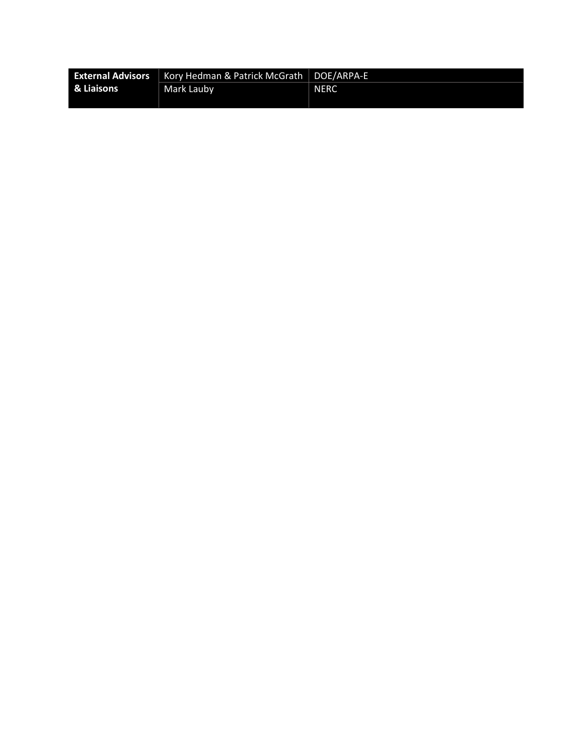| | | |
|---|---|---|
| **External Advisors & Liaisons** | Kory Hedman & Patrick McGrath | DOE/ARPA-E |
| | Mark Lauby | NERC |